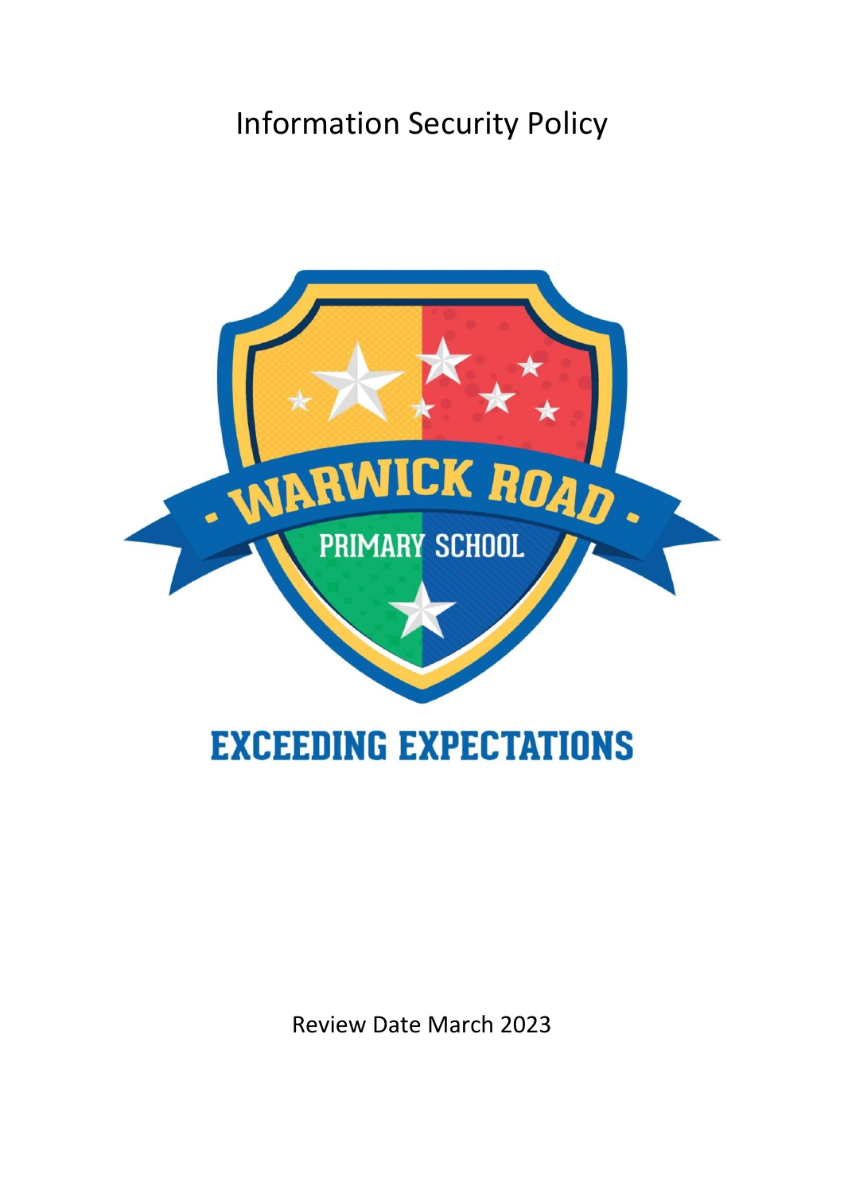# Information Security Policy

WARWICK ROAD PRIMARY SCHOOL

EXCEEDING EXPECTATIONS

Review Date March 2023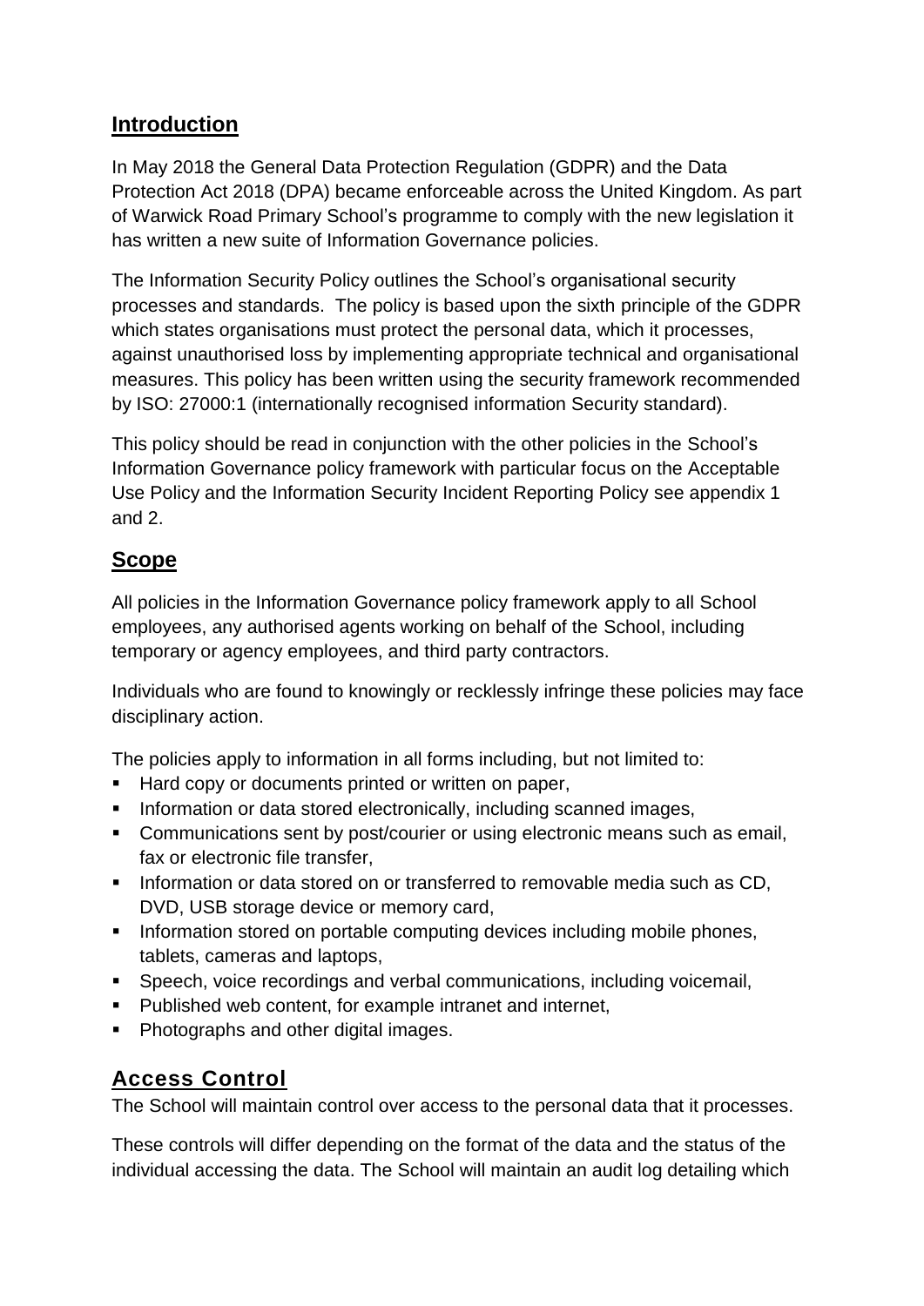## Introduction

In May 2018 the General Data Protection Regulation (GDPR) and the Data Protection Act 2018 (DPA) became enforceable across the United Kingdom. As part of Warwick Road Primary School's programme to comply with the new legislation it has written a new suite of Information Governance policies.

The Information Security Policy outlines the School's organisational security processes and standards. The policy is based upon the sixth principle of the GDPR which states organisations must protect the personal data, which it processes, against unauthorised loss by implementing appropriate technical and organisational measures. This policy has been written using the security framework recommended by ISO: 27000:1 (internationally recognised information Security standard).

This policy should be read in conjunction with the other policies in the School's Information Governance policy framework with particular focus on the Acceptable Use Policy and the Information Security Incident Reporting Policy see appendix 1 and 2.

## Scope

All policies in the Information Governance policy framework apply to all School employees, any authorised agents working on behalf of the School, including temporary or agency employees, and third party contractors.

Individuals who are found to knowingly or recklessly infringe these policies may face disciplinary action.

The policies apply to information in all forms including, but not limited to:

- Hard copy or documents printed or written on paper,
- Information or data stored electronically, including scanned images,
- Communications sent by post/courier or using electronic means such as email, fax or electronic file transfer,
- Information or data stored on or transferred to removable media such as CD, DVD, USB storage device or memory card,
- Information stored on portable computing devices including mobile phones, tablets, cameras and laptops,
- Speech, voice recordings and verbal communications, including voicemail,
- Published web content, for example intranet and internet,
- Photographs and other digital images.

## Access Control

The School will maintain control over access to the personal data that it processes.

These controls will differ depending on the format of the data and the status of the individual accessing the data. The School will maintain an audit log detailing which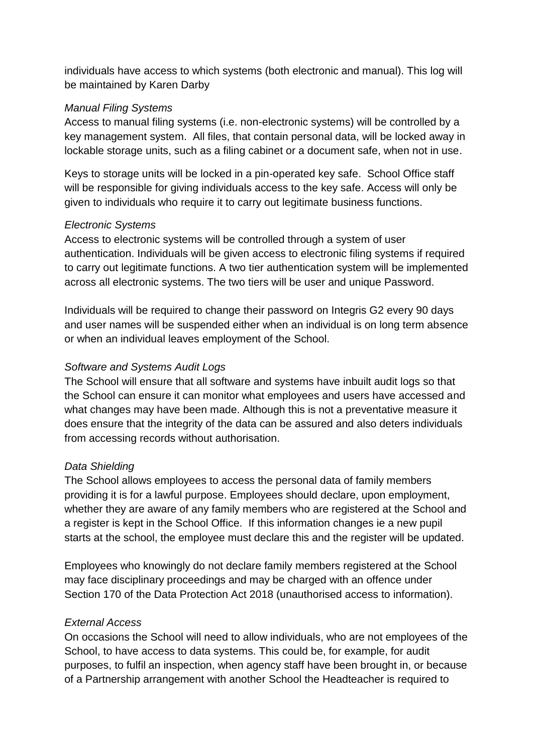individuals have access to which systems (both electronic and manual). This log will be maintained by Karen Darby

*Manual Filing Systems*

Access to manual filing systems (i.e. non-electronic systems) will be controlled by a key management system. All files, that contain personal data, will be locked away in lockable storage units, such as a filing cabinet or a document safe, when not in use.

Keys to storage units will be locked in a pin-operated key safe. School Office staff will be responsible for giving individuals access to the key safe. Access will only be given to individuals who require it to carry out legitimate business functions.

*Electronic Systems*

Access to electronic systems will be controlled through a system of user authentication. Individuals will be given access to electronic filing systems if required to carry out legitimate functions. A two tier authentication system will be implemented across all electronic systems. The two tiers will be user and unique Password.

Individuals will be required to change their password on Integris G2 every 90 days and user names will be suspended either when an individual is on long term absence or when an individual leaves employment of the School.

*Software and Systems Audit Logs*

The School will ensure that all software and systems have inbuilt audit logs so that the School can ensure it can monitor what employees and users have accessed and what changes may have been made. Although this is not a preventative measure it does ensure that the integrity of the data can be assured and also deters individuals from accessing records without authorisation.

*Data Shielding*

The School allows employees to access the personal data of family members providing it is for a lawful purpose. Employees should declare, upon employment, whether they are aware of any family members who are registered at the School and a register is kept in the School Office. If this information changes ie a new pupil starts at the school, the employee must declare this and the register will be updated.

Employees who knowingly do not declare family members registered at the School may face disciplinary proceedings and may be charged with an offence under Section 170 of the Data Protection Act 2018 (unauthorised access to information).

*External Access*

On occasions the School will need to allow individuals, who are not employees of the School, to have access to data systems. This could be, for example, for audit purposes, to fulfil an inspection, when agency staff have been brought in, or because of a Partnership arrangement with another School the Headteacher is required to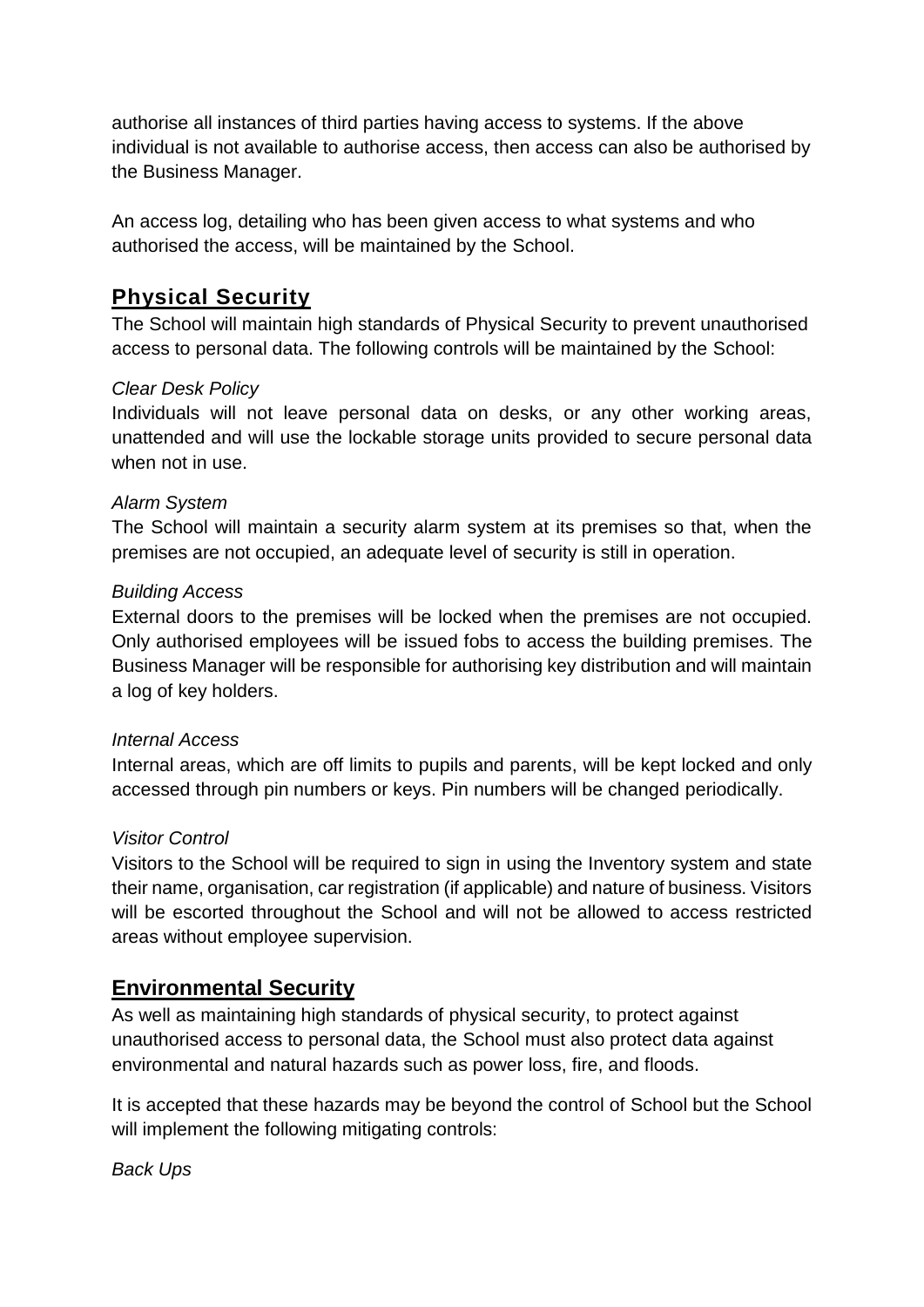authorise all instances of third parties having access to systems. If the above individual is not available to authorise access, then access can also be authorised by the Business Manager.

An access log, detailing who has been given access to what systems and who authorised the access, will be maintained by the School.

## Physical Security

The School will maintain high standards of Physical Security to prevent unauthorised access to personal data. The following controls will be maintained by the School:

*Clear Desk Policy*

Individuals will not leave personal data on desks, or any other working areas, unattended and will use the lockable storage units provided to secure personal data when not in use.

*Alarm System*

The School will maintain a security alarm system at its premises so that, when the premises are not occupied, an adequate level of security is still in operation.

*Building Access*

External doors to the premises will be locked when the premises are not occupied. Only authorised employees will be issued fobs to access the building premises. The Business Manager will be responsible for authorising key distribution and will maintain a log of key holders.

*Internal Access*

Internal areas, which are off limits to pupils and parents, will be kept locked and only accessed through pin numbers or keys. Pin numbers will be changed periodically.

*Visitor Control*

Visitors to the School will be required to sign in using the Inventory system and state their name, organisation, car registration (if applicable) and nature of business. Visitors will be escorted throughout the School and will not be allowed to access restricted areas without employee supervision.

## Environmental Security

As well as maintaining high standards of physical security, to protect against unauthorised access to personal data, the School must also protect data against environmental and natural hazards such as power loss, fire, and floods.

It is accepted that these hazards may be beyond the control of School but the School will implement the following mitigating controls:

*Back Ups*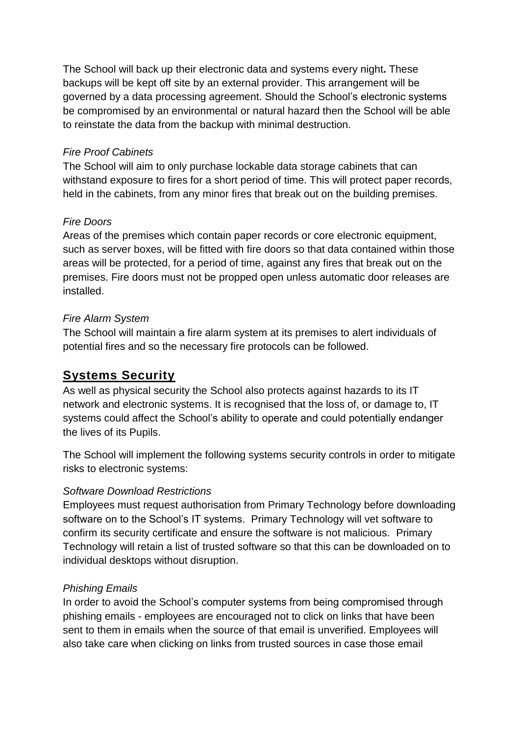The School will back up their electronic data and systems every night**.** These backups will be kept off site by an external provider. This arrangement will be governed by a data processing agreement. Should the School's electronic systems be compromised by an environmental or natural hazard then the School will be able to reinstate the data from the backup with minimal destruction.

*Fire Proof Cabinets*

The School will aim to only purchase lockable data storage cabinets that can withstand exposure to fires for a short period of time. This will protect paper records, held in the cabinets, from any minor fires that break out on the building premises.

*Fire Doors*

Areas of the premises which contain paper records or core electronic equipment, such as server boxes, will be fitted with fire doors so that data contained within those areas will be protected, for a period of time, against any fires that break out on the premises. Fire doors must not be propped open unless automatic door releases are installed.

*Fire Alarm System*

The School will maintain a fire alarm system at its premises to alert individuals of potential fires and so the necessary fire protocols can be followed.

## Systems Security

As well as physical security the School also protects against hazards to its IT network and electronic systems. It is recognised that the loss of, or damage to, IT systems could affect the School's ability to operate and could potentially endanger the lives of its Pupils.

The School will implement the following systems security controls in order to mitigate risks to electronic systems:

*Software Download Restrictions*

Employees must request authorisation from Primary Technology before downloading software on to the School's IT systems. Primary Technology will vet software to confirm its security certificate and ensure the software is not malicious. Primary Technology will retain a list of trusted software so that this can be downloaded on to individual desktops without disruption.

*Phishing Emails*

In order to avoid the School's computer systems from being compromised through phishing emails - employees are encouraged not to click on links that have been sent to them in emails when the source of that email is unverified. Employees will also take care when clicking on links from trusted sources in case those email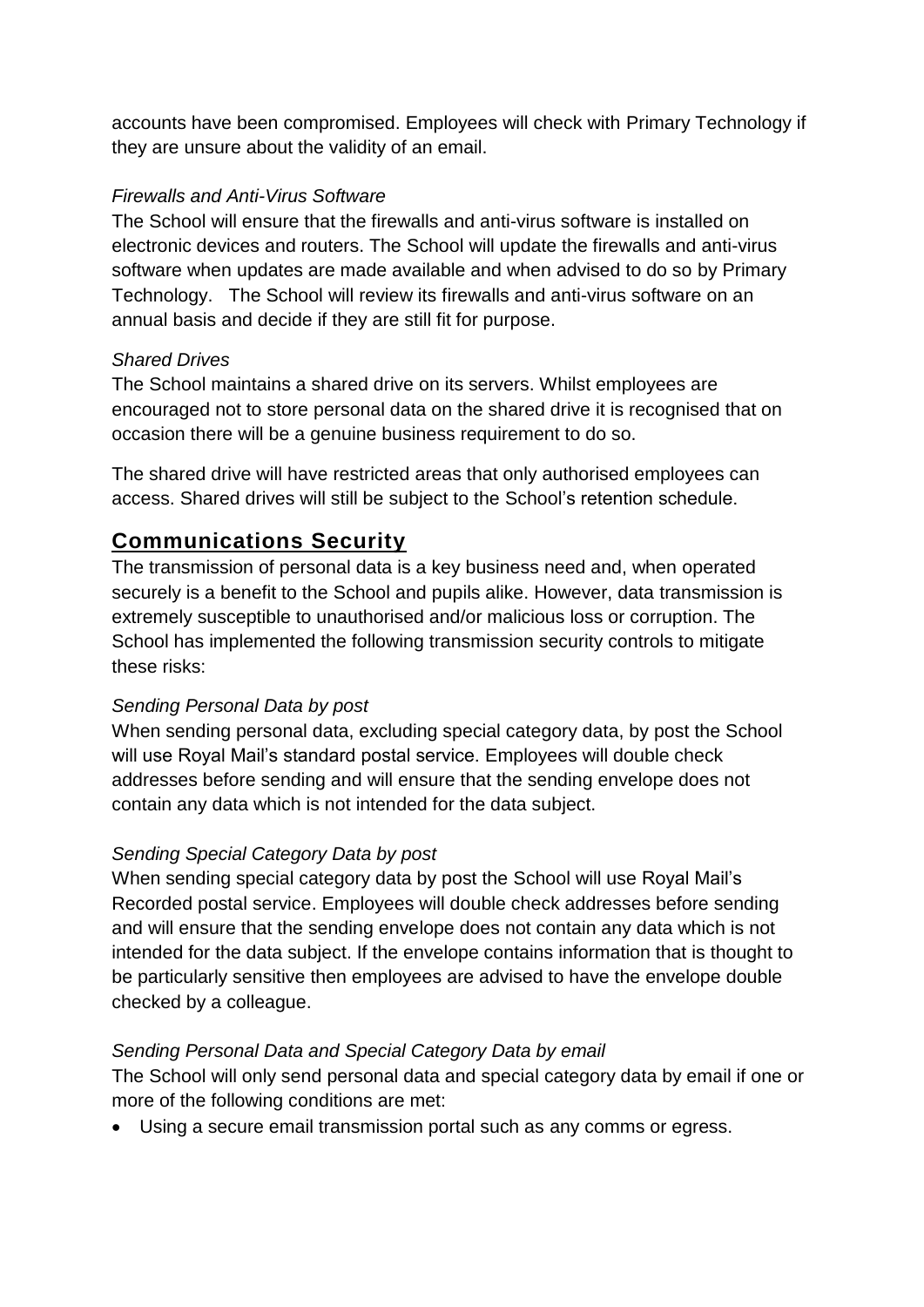accounts have been compromised. Employees will check with Primary Technology if they are unsure about the validity of an email.

*Firewalls and Anti-Virus Software*

The School will ensure that the firewalls and anti-virus software is installed on electronic devices and routers. The School will update the firewalls and anti-virus software when updates are made available and when advised to do so by Primary Technology. The School will review its firewalls and anti-virus software on an annual basis and decide if they are still fit for purpose.

*Shared Drives*

The School maintains a shared drive on its servers. Whilst employees are encouraged not to store personal data on the shared drive it is recognised that on occasion there will be a genuine business requirement to do so.

The shared drive will have restricted areas that only authorised employees can access. Shared drives will still be subject to the School's retention schedule.

## Communications Security

The transmission of personal data is a key business need and, when operated securely is a benefit to the School and pupils alike. However, data transmission is extremely susceptible to unauthorised and/or malicious loss or corruption. The School has implemented the following transmission security controls to mitigate these risks:

*Sending Personal Data by post*

When sending personal data, excluding special category data, by post the School will use Royal Mail's standard postal service. Employees will double check addresses before sending and will ensure that the sending envelope does not contain any data which is not intended for the data subject.

*Sending Special Category Data by post*

When sending special category data by post the School will use Royal Mail's Recorded postal service. Employees will double check addresses before sending and will ensure that the sending envelope does not contain any data which is not intended for the data subject. If the envelope contains information that is thought to be particularly sensitive then employees are advised to have the envelope double checked by a colleague.

*Sending Personal Data and Special Category Data by email*

The School will only send personal data and special category data by email if one or more of the following conditions are met:

- Using a secure email transmission portal such as any comms or egress.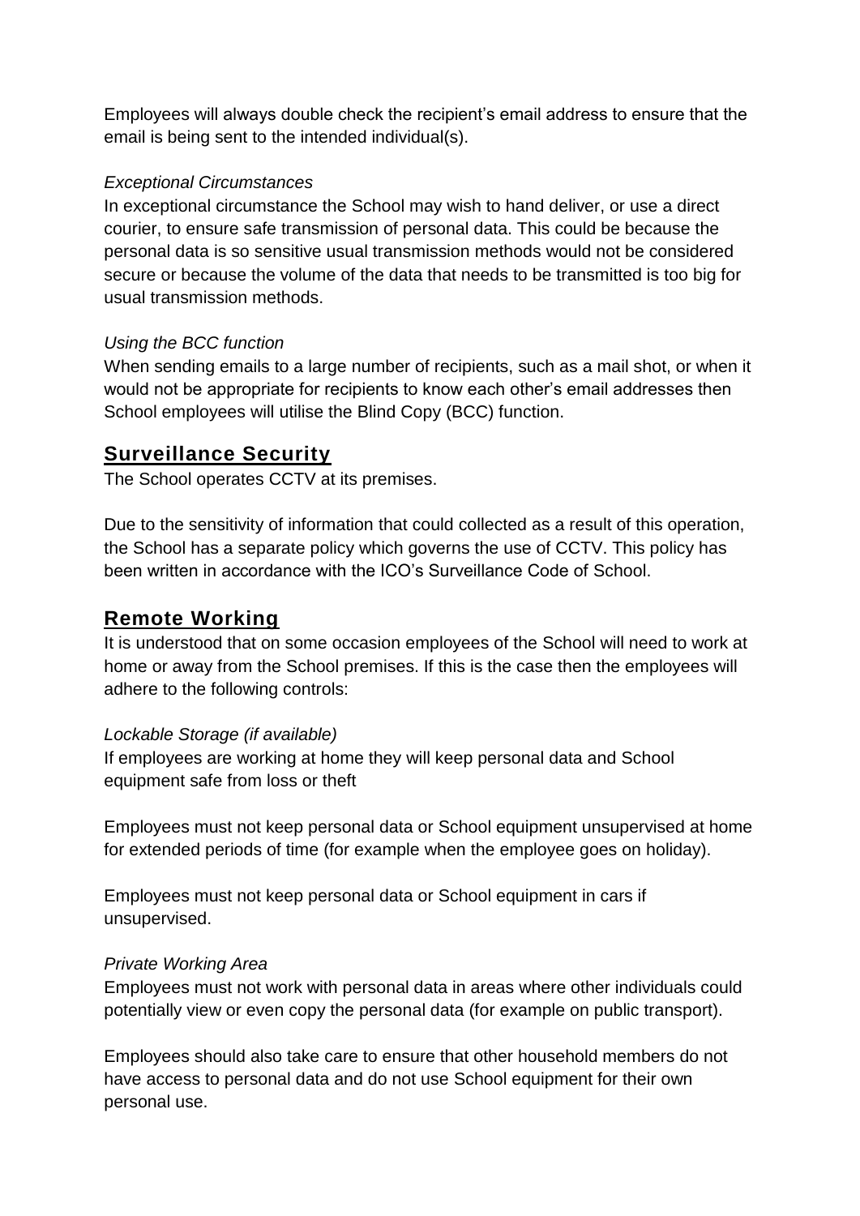Employees will always double check the recipient's email address to ensure that the email is being sent to the intended individual(s).

*Exceptional Circumstances*

In exceptional circumstance the School may wish to hand deliver, or use a direct courier, to ensure safe transmission of personal data. This could be because the personal data is so sensitive usual transmission methods would not be considered secure or because the volume of the data that needs to be transmitted is too big for usual transmission methods.

*Using the BCC function*

When sending emails to a large number of recipients, such as a mail shot, or when it would not be appropriate for recipients to know each other's email addresses then School employees will utilise the Blind Copy (BCC) function.

## Surveillance Security

The School operates CCTV at its premises.

Due to the sensitivity of information that could collected as a result of this operation, the School has a separate policy which governs the use of CCTV. This policy has been written in accordance with the ICO's Surveillance Code of School.

## Remote Working

It is understood that on some occasion employees of the School will need to work at home or away from the School premises. If this is the case then the employees will adhere to the following controls:

*Lockable Storage (if available)*

If employees are working at home they will keep personal data and School equipment safe from loss or theft

Employees must not keep personal data or School equipment unsupervised at home for extended periods of time (for example when the employee goes on holiday).

Employees must not keep personal data or School equipment in cars if unsupervised.

*Private Working Area*

Employees must not work with personal data in areas where other individuals could potentially view or even copy the personal data (for example on public transport).

Employees should also take care to ensure that other household members do not have access to personal data and do not use School equipment for their own personal use.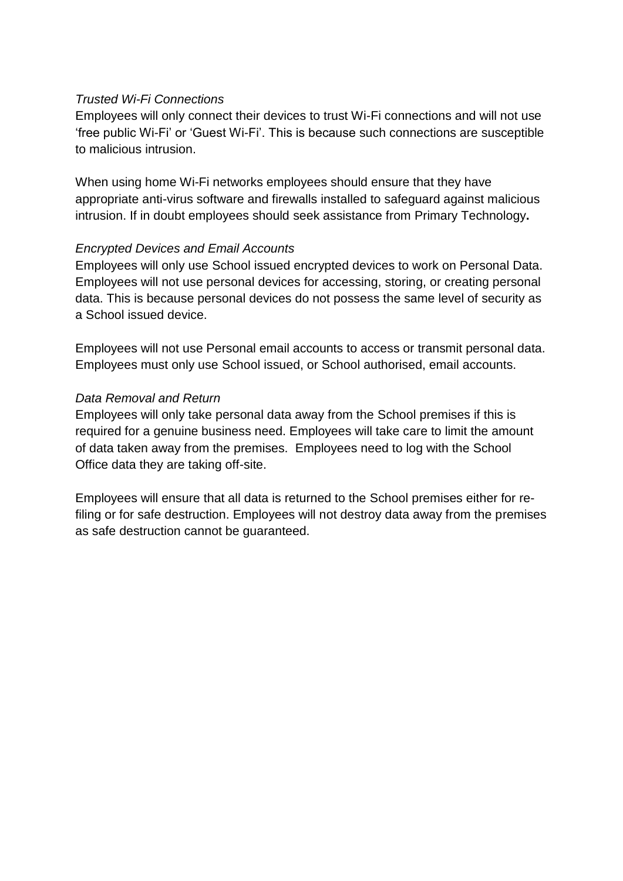*Trusted Wi-Fi Connections*

Employees will only connect their devices to trust Wi-Fi connections and will not use 'free public Wi-Fi' or 'Guest Wi-Fi'. This is because such connections are susceptible to malicious intrusion.

When using home Wi-Fi networks employees should ensure that they have appropriate anti-virus software and firewalls installed to safeguard against malicious intrusion. If in doubt employees should seek assistance from Primary Technology**.**

*Encrypted Devices and Email Accounts*

Employees will only use School issued encrypted devices to work on Personal Data. Employees will not use personal devices for accessing, storing, or creating personal data. This is because personal devices do not possess the same level of security as a School issued device.

Employees will not use Personal email accounts to access or transmit personal data. Employees must only use School issued, or School authorised, email accounts.

*Data Removal and Return*

Employees will only take personal data away from the School premises if this is required for a genuine business need. Employees will take care to limit the amount of data taken away from the premises. Employees need to log with the School Office data they are taking off-site.

Employees will ensure that all data is returned to the School premises either for re-filing or for safe destruction. Employees will not destroy data away from the premises as safe destruction cannot be guaranteed.